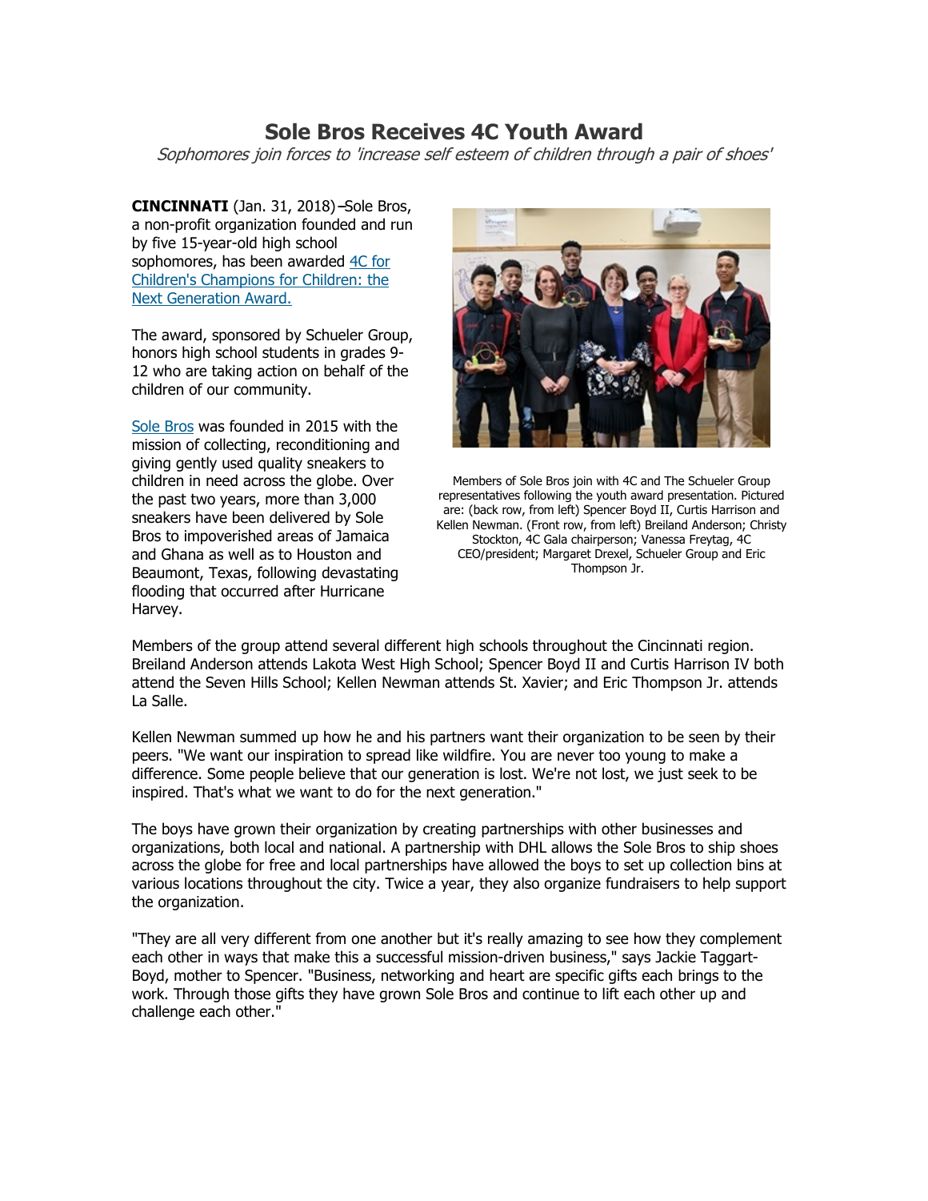# Sole Bros Receives 4C Youth Award

*Sophomores join forces to 'increase self esteem of children through a pair of shoes'*

**CINCINNATI** (Jan. 31, 2018)–Sole Bros, a non-profit organization founded and run by five 15-year-old high school sophomores, has been awarded [4C for Children's Champions for Children: the Next Generation Award.]()

The award, sponsored by Schueler Group, honors high school students in grades 9-12 who are taking action on behalf of the children of our community.

[Sole Bros]() was founded in 2015 with the mission of collecting, reconditioning and giving gently used quality sneakers to children in need across the globe. Over the past two years, more than 3,000 sneakers have been delivered by Sole Bros to impoverished areas of Jamaica and Ghana as well as to Houston and Beaumont, Texas, following devastating flooding that occurred after Hurricane Harvey.

Members of Sole Bros join with 4C and The Schueler Group representatives following the youth award presentation. Pictured are: (back row, from left) Spencer Boyd II, Curtis Harrison and Kellen Newman. (Front row, from left) Breiland Anderson; Christy Stockton, 4C Gala chairperson; Vanessa Freytag, 4C CEO/president; Margaret Drexel, Schueler Group and Eric Thompson Jr.

Members of the group attend several different high schools throughout the Cincinnati region. Breiland Anderson attends Lakota West High School; Spencer Boyd II and Curtis Harrison IV both attend the Seven Hills School; Kellen Newman attends St. Xavier; and Eric Thompson Jr. attends La Salle.

Kellen Newman summed up how he and his partners want their organization to be seen by their peers. "We want our inspiration to spread like wildfire. You are never too young to make a difference. Some people believe that our generation is lost. We're not lost, we just seek to be inspired. That's what we want to do for the next generation."

The boys have grown their organization by creating partnerships with other businesses and organizations, both local and national. A partnership with DHL allows the Sole Bros to ship shoes across the globe for free and local partnerships have allowed the boys to set up collection bins at various locations throughout the city. Twice a year, they also organize fundraisers to help support the organization.

"They are all very different from one another but it's really amazing to see how they complement each other in ways that make this a successful mission-driven business," says Jackie Taggart-Boyd, mother to Spencer. "Business, networking and heart are specific gifts each brings to the work. Through those gifts they have grown Sole Bros and continue to lift each other up and challenge each other."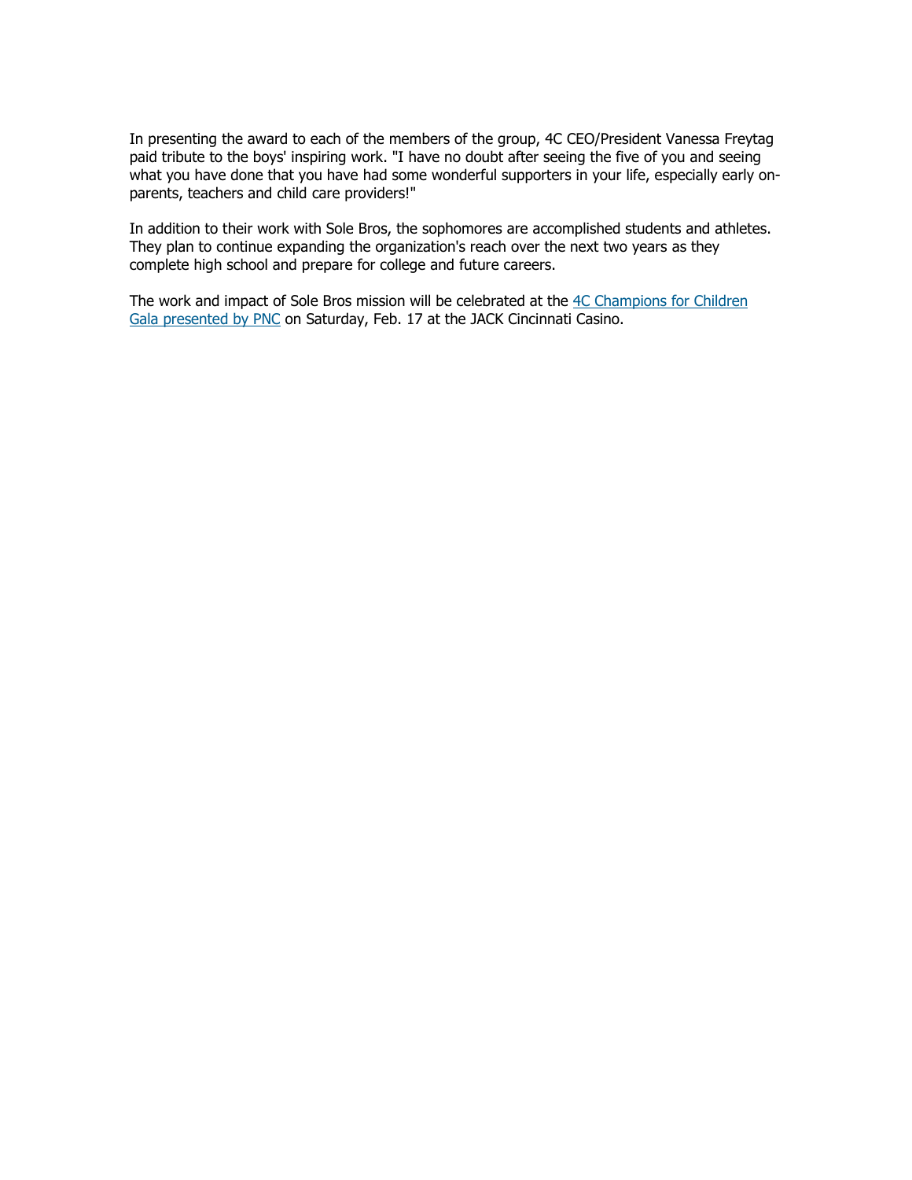In presenting the award to each of the members of the group, 4C CEO/President Vanessa Freytag paid tribute to the boys' inspiring work. "I have no doubt after seeing the five of you and seeing what you have done that you have had some wonderful supporters in your life, especially early on-parents, teachers and child care providers!"

In addition to their work with Sole Bros, the sophomores are accomplished students and athletes. They plan to continue expanding the organization's reach over the next two years as they complete high school and prepare for college and future careers.

The work and impact of Sole Bros mission will be celebrated at the 4C Champions for Children Gala presented by PNC on Saturday, Feb. 17 at the JACK Cincinnati Casino.